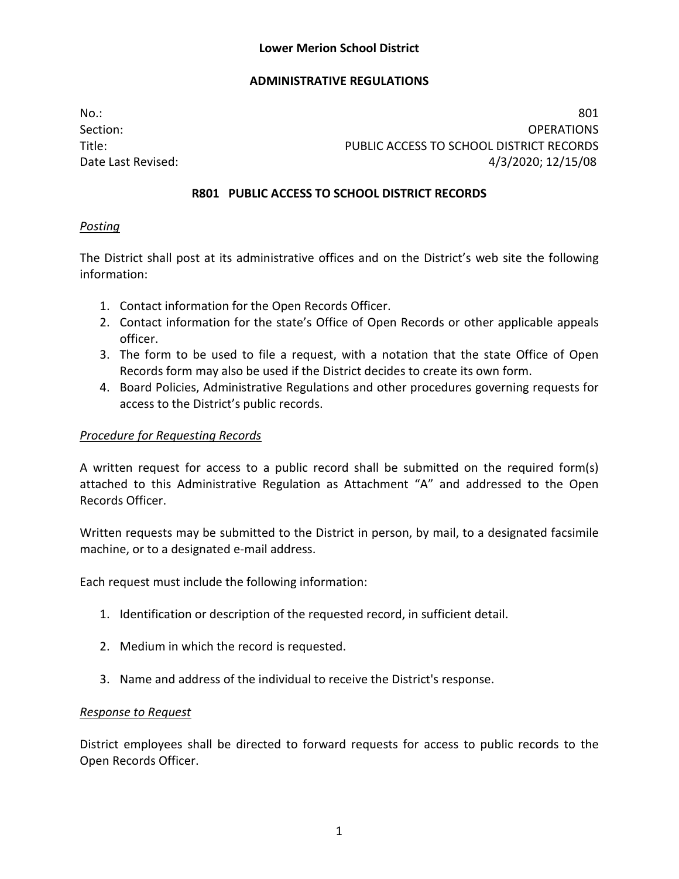**Lower Merion School District**

**ADMINISTRATIVE REGULATIONS**

| | |
|---|---|
| No.: | 801 |
| Section: | OPERATIONS |
| Title: | PUBLIC ACCESS TO SCHOOL DISTRICT RECORDS |
| Date Last Revised: | 4/3/2020; 12/15/08 |

# R801 PUBLIC ACCESS TO SCHOOL DISTRICT RECORDS

*Posting*

The District shall post at its administrative offices and on the District's web site the following information:

1. Contact information for the Open Records Officer.
2. Contact information for the state's Office of Open Records or other applicable appeals officer.
3. The form to be used to file a request, with a notation that the state Office of Open Records form may also be used if the District decides to create its own form.
4. Board Policies, Administrative Regulations and other procedures governing requests for access to the District's public records.

*Procedure for Requesting Records*

A written request for access to a public record shall be submitted on the required form(s) attached to this Administrative Regulation as Attachment "A" and addressed to the Open Records Officer.

Written requests may be submitted to the District in person, by mail, to a designated facsimile machine, or to a designated e-mail address.

Each request must include the following information:

1. Identification or description of the requested record, in sufficient detail.

2. Medium in which the record is requested.

3. Name and address of the individual to receive the District's response.

*Response to Request*

District employees shall be directed to forward requests for access to public records to the Open Records Officer.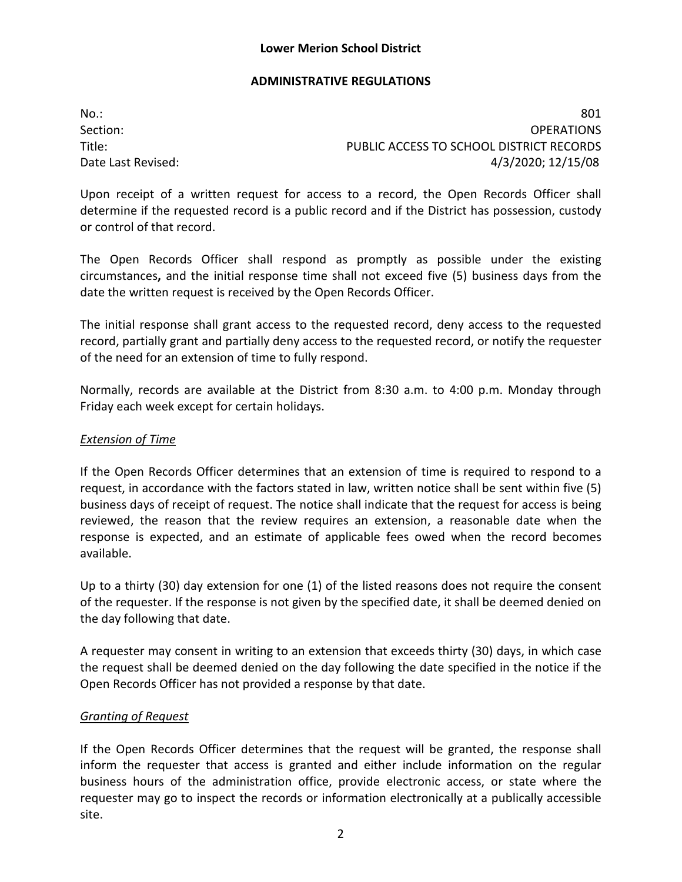**Lower Merion School District**

**ADMINISTRATIVE REGULATIONS**

| | |
|---|---|
| No.: | 801 |
| Section: | OPERATIONS |
| Title: | PUBLIC ACCESS TO SCHOOL DISTRICT RECORDS |
| Date Last Revised: | 4/3/2020; 12/15/08 |

Upon receipt of a written request for access to a record, the Open Records Officer shall determine if the requested record is a public record and if the District has possession, custody or control of that record.

The Open Records Officer shall respond as promptly as possible under the existing circumstances**,** and the initial response time shall not exceed five (5) business days from the date the written request is received by the Open Records Officer.

The initial response shall grant access to the requested record, deny access to the requested record, partially grant and partially deny access to the requested record, or notify the requester of the need for an extension of time to fully respond.

Normally, records are available at the District from 8:30 a.m. to 4:00 p.m. Monday through Friday each week except for certain holidays.

*Extension of Time*

If the Open Records Officer determines that an extension of time is required to respond to a request, in accordance with the factors stated in law, written notice shall be sent within five (5) business days of receipt of request. The notice shall indicate that the request for access is being reviewed, the reason that the review requires an extension, a reasonable date when the response is expected, and an estimate of applicable fees owed when the record becomes available.

Up to a thirty (30) day extension for one (1) of the listed reasons does not require the consent of the requester. If the response is not given by the specified date, it shall be deemed denied on the day following that date.

A requester may consent in writing to an extension that exceeds thirty (30) days, in which case the request shall be deemed denied on the day following the date specified in the notice if the Open Records Officer has not provided a response by that date.

*Granting of Request*

If the Open Records Officer determines that the request will be granted, the response shall inform the requester that access is granted and either include information on the regular business hours of the administration office, provide electronic access, or state where the requester may go to inspect the records or information electronically at a publically accessible site.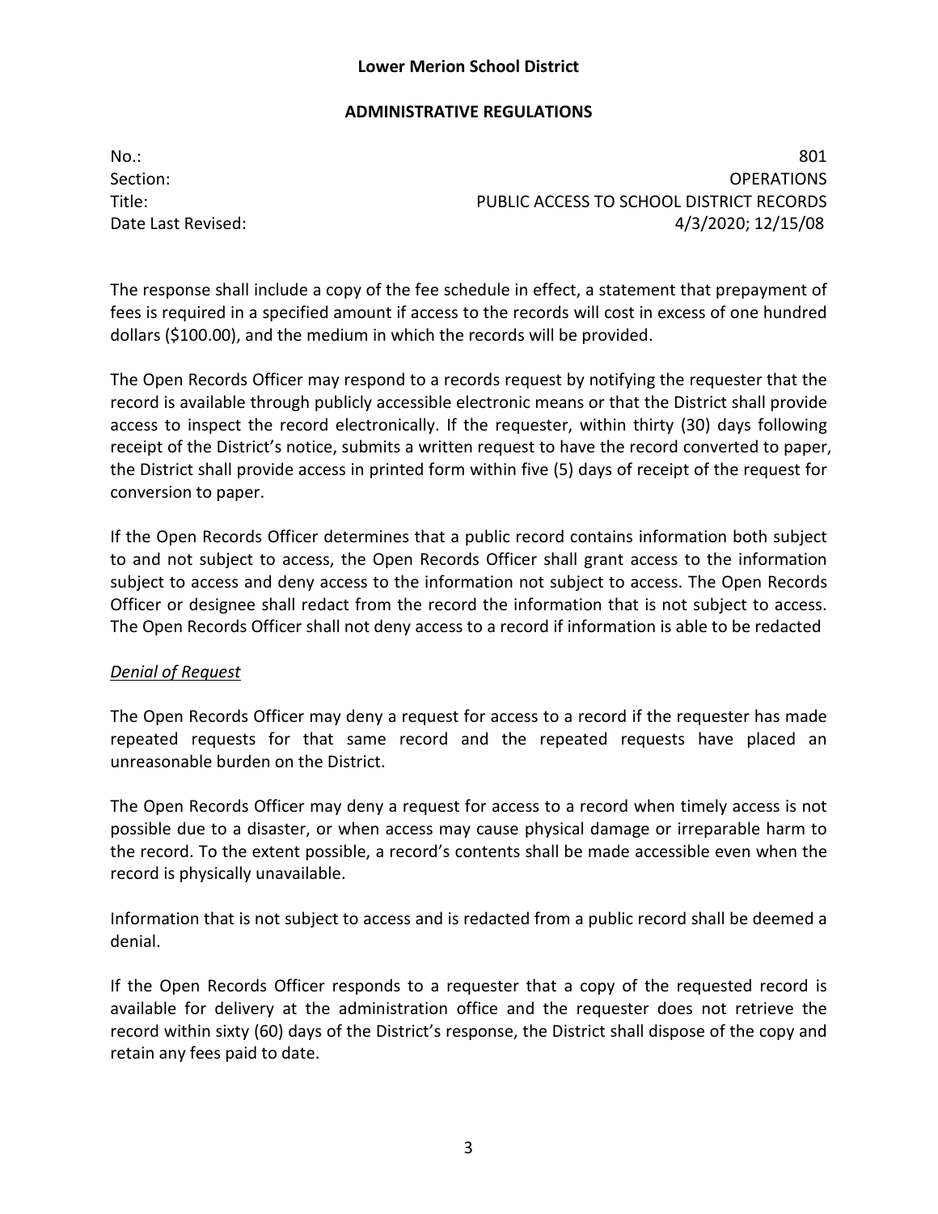The response shall include a copy of the fee schedule in effect, a statement that prepayment of fees is required in a specified amount if access to the records will cost in excess of one hundred dollars ($100.00), and the medium in which the records will be provided.

The Open Records Officer may respond to a records request by notifying the requester that the record is available through publicly accessible electronic means or that the District shall provide access to inspect the record electronically. If the requester, within thirty (30) days following receipt of the District's notice, submits a written request to have the record converted to paper, the District shall provide access in printed form within five (5) days of receipt of the request for conversion to paper.

If the Open Records Officer determines that a public record contains information both subject to and not subject to access, the Open Records Officer shall grant access to the information subject to access and deny access to the information not subject to access. The Open Records Officer or designee shall redact from the record the information that is not subject to access. The Open Records Officer shall not deny access to a record if information is able to be redacted

*Denial of Request*

The Open Records Officer may deny a request for access to a record if the requester has made repeated requests for that same record and the repeated requests have placed an unreasonable burden on the District.

The Open Records Officer may deny a request for access to a record when timely access is not possible due to a disaster, or when access may cause physical damage or irreparable harm to the record. To the extent possible, a record's contents shall be made accessible even when the record is physically unavailable.

Information that is not subject to access and is redacted from a public record shall be deemed a denial.

If the Open Records Officer responds to a requester that a copy of the requested record is available for delivery at the administration office and the requester does not retrieve the record within sixty (60) days of the District's response, the District shall dispose of the copy and retain any fees paid to date.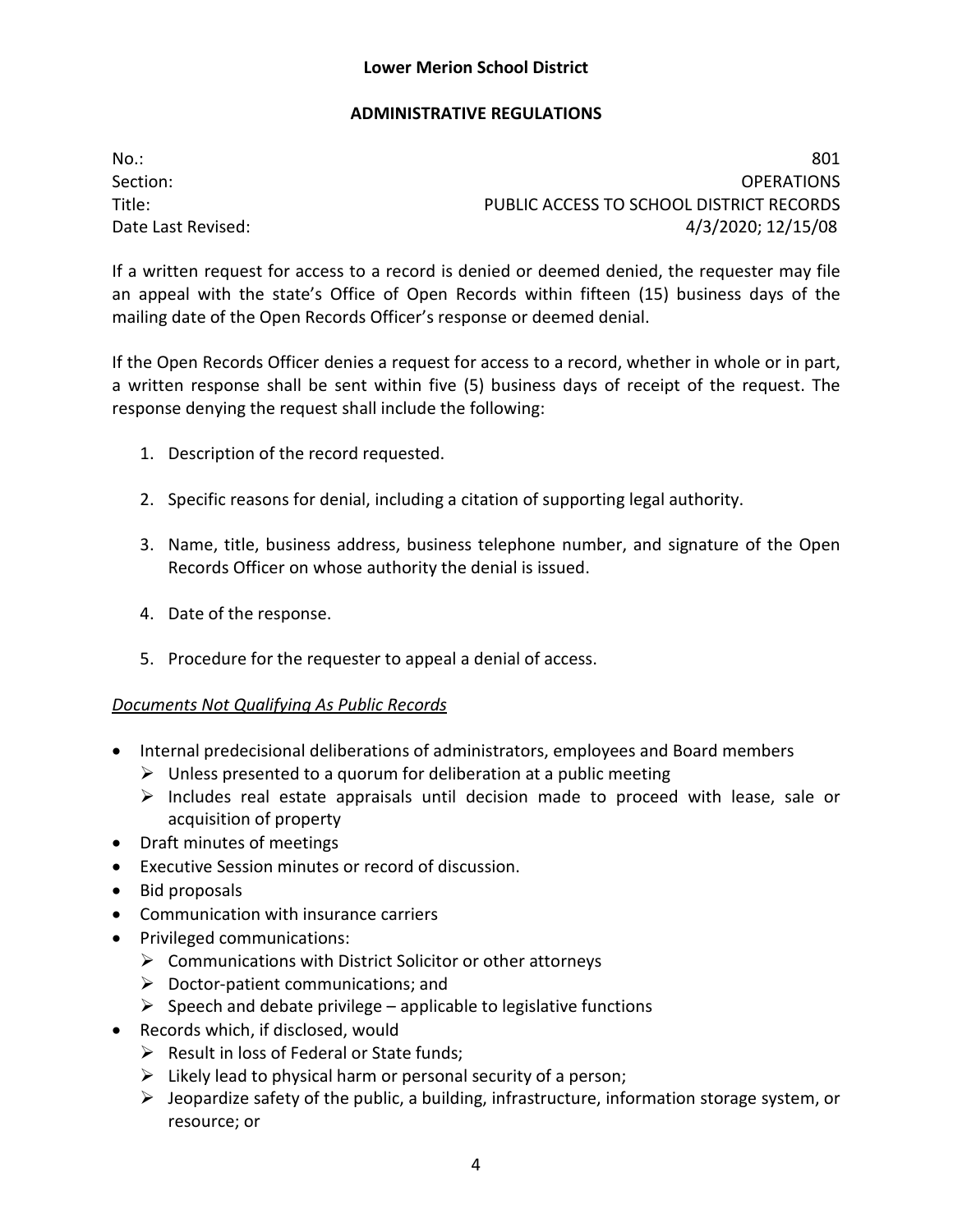**Lower Merion School District**

**ADMINISTRATIVE REGULATIONS**

| | |
|---|---|
| No.: | 801 |
| Section: | OPERATIONS |
| Title: | PUBLIC ACCESS TO SCHOOL DISTRICT RECORDS |
| Date Last Revised: | 4/3/2020; 12/15/08 |

If a written request for access to a record is denied or deemed denied, the requester may file an appeal with the state's Office of Open Records within fifteen (15) business days of the mailing date of the Open Records Officer's response or deemed denial.

If the Open Records Officer denies a request for access to a record, whether in whole or in part, a written response shall be sent within five (5) business days of receipt of the request. The response denying the request shall include the following:

1. Description of the record requested.
2. Specific reasons for denial, including a citation of supporting legal authority.
3. Name, title, business address, business telephone number, and signature of the Open Records Officer on whose authority the denial is issued.
4. Date of the response.
5. Procedure for the requester to appeal a denial of access.

*Documents Not Qualifying As Public Records*

- Internal predecisional deliberations of administrators, employees and Board members
  - Unless presented to a quorum for deliberation at a public meeting
  - Includes real estate appraisals until decision made to proceed with lease, sale or acquisition of property
- Draft minutes of meetings
- Executive Session minutes or record of discussion.
- Bid proposals
- Communication with insurance carriers
- Privileged communications:
  - Communications with District Solicitor or other attorneys
  - Doctor-patient communications; and
  - Speech and debate privilege – applicable to legislative functions
- Records which, if disclosed, would
  - Result in loss of Federal or State funds;
  - Likely lead to physical harm or personal security of a person;
  - Jeopardize safety of the public, a building, infrastructure, information storage system, or resource; or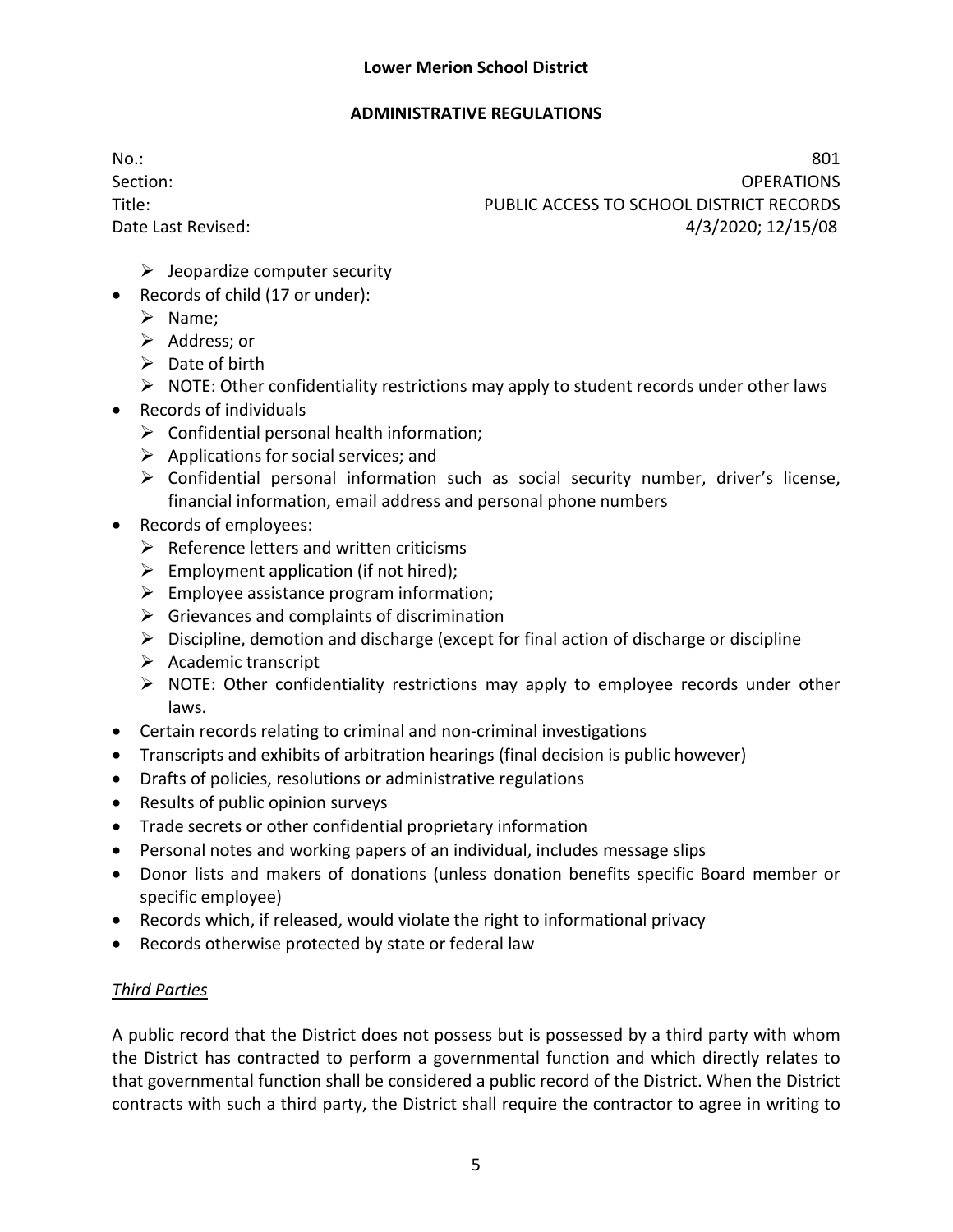- Jeopardize computer security
- Records of child (17 or under):
  - Name;
  - Address; or
  - Date of birth
  - NOTE: Other confidentiality restrictions may apply to student records under other laws
- Records of individuals
  - Confidential personal health information;
  - Applications for social services; and
  - Confidential personal information such as social security number, driver's license, financial information, email address and personal phone numbers
- Records of employees:
  - Reference letters and written criticisms
  - Employment application (if not hired);
  - Employee assistance program information;
  - Grievances and complaints of discrimination
  - Discipline, demotion and discharge (except for final action of discharge or discipline
  - Academic transcript
  - NOTE: Other confidentiality restrictions may apply to employee records under other laws.
- Certain records relating to criminal and non-criminal investigations
- Transcripts and exhibits of arbitration hearings (final decision is public however)
- Drafts of policies, resolutions or administrative regulations
- Results of public opinion surveys
- Trade secrets or other confidential proprietary information
- Personal notes and working papers of an individual, includes message slips
- Donor lists and makers of donations (unless donation benefits specific Board member or specific employee)
- Records which, if released, would violate the right to informational privacy
- Records otherwise protected by state or federal law

*Third Parties*

A public record that the District does not possess but is possessed by a third party with whom the District has contracted to perform a governmental function and which directly relates to that governmental function shall be considered a public record of the District. When the District contracts with such a third party, the District shall require the contractor to agree in writing to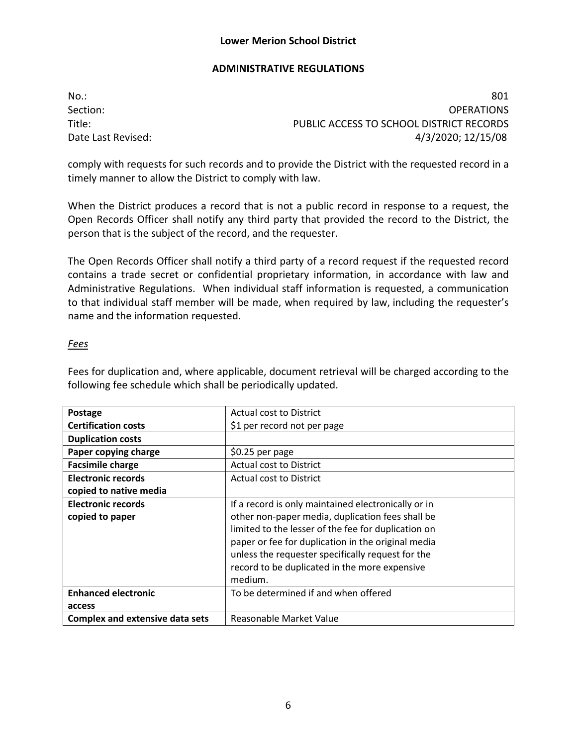comply with requests for such records and to provide the District with the requested record in a timely manner to allow the District to comply with law.

When the District produces a record that is not a public record in response to a request, the Open Records Officer shall notify any third party that provided the record to the District, the person that is the subject of the record, and the requester.

The Open Records Officer shall notify a third party of a record request if the requested record contains a trade secret or confidential proprietary information, in accordance with law and Administrative Regulations. When individual staff information is requested, a communication to that individual staff member will be made, when required by law, including the requester's name and the information requested.

*Fees*

Fees for duplication and, where applicable, document retrieval will be charged according to the following fee schedule which shall be periodically updated.

| **Postage** | Actual cost to District |
|---|---|
| **Certification costs** | $1 per record not per page |
| **Duplication costs** | |
| **Paper copying charge** | $0.25 per page |
| **Facsimile charge** | Actual cost to District |
| **Electronic records copied to native media** | Actual cost to District |
| **Electronic records copied to paper** | If a record is only maintained electronically or in other non-paper media, duplication fees shall be limited to the lesser of the fee for duplication on paper or fee for duplication in the original media unless the requester specifically request for the record to be duplicated in the more expensive medium. |
| **Enhanced electronic access** | To be determined if and when offered |
| **Complex and extensive data sets** | Reasonable Market Value |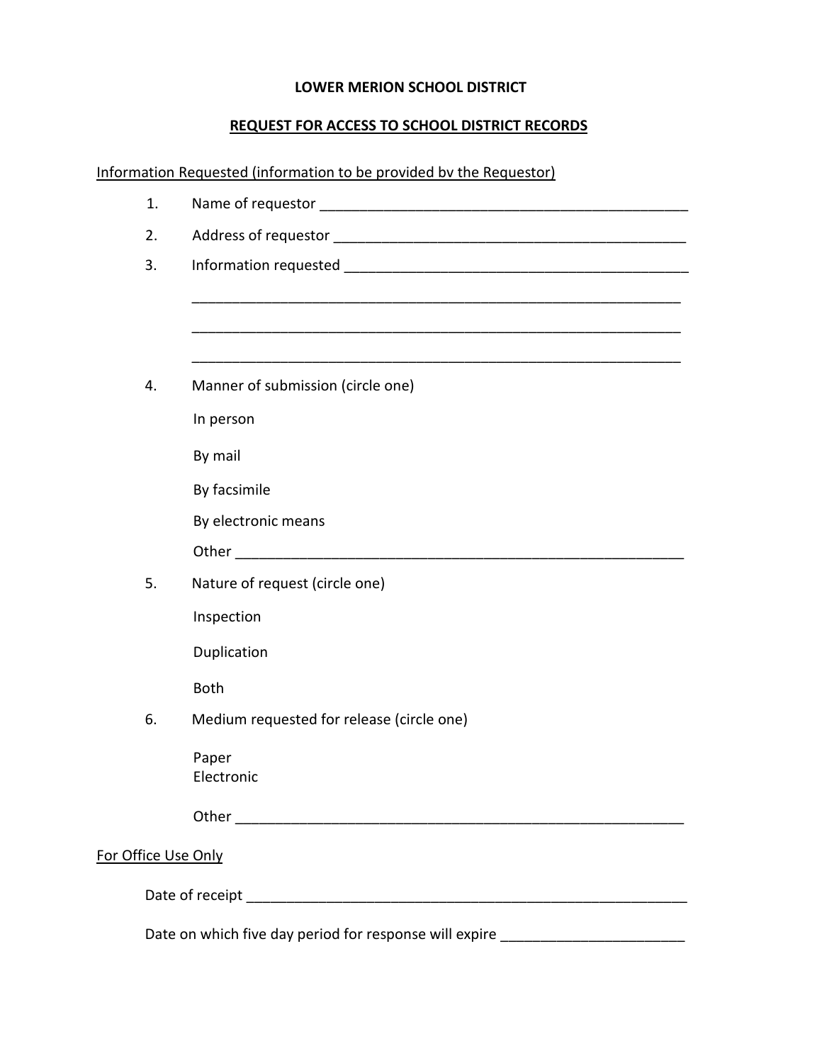**LOWER MERION SCHOOL DISTRICT**

**REQUEST FOR ACCESS TO SCHOOL DISTRICT RECORDS**

Information Requested (information to be provided bv the Requestor)

1. Name of requestor ________________________________________________

2. Address of requestor ______________________________________________

3. Information requested _____________________________________________

   _______________________________________________________________

   _______________________________________________________________

   _______________________________________________________________

4. Manner of submission (circle one)

   In person

   By mail

   By facsimile

   By electronic means

   Other ________________________________________________________

5. Nature of request (circle one)

   Inspection

   Duplication

   Both

6. Medium requested for release (circle one)

   Paper
   Electronic

   Other ________________________________________________________

For Office Use Only

Date of receipt _____________________________________________________

Date on which five day period for response will expire ______________________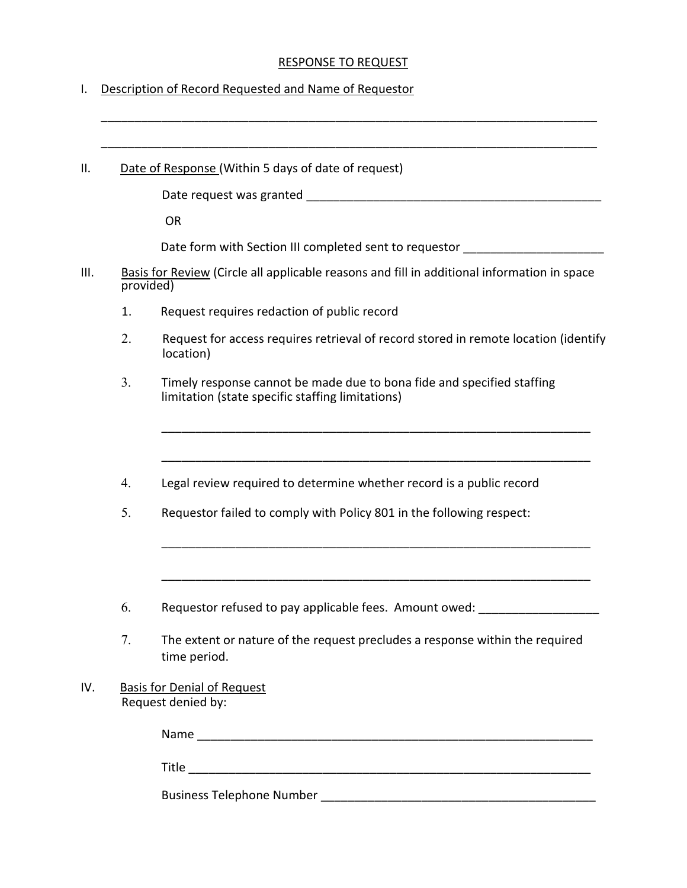# RESPONSE TO REQUEST

I. Description of Record Requested and Name of Requestor

_____________________________________________________________________________

_____________________________________________________________________________

II. Date of Response (Within 5 days of date of request)

Date request was granted _____________________________________________

OR

Date form with Section III completed sent to requestor _____________________

III. Basis for Review (Circle all applicable reasons and fill in additional information in space provided)

1. Request requires redaction of public record

2. Request for access requires retrieval of record stored in remote location (identify location)

3. Timely response cannot be made due to bona fide and specified staffing limitation (state specific staffing limitations)

   _________________________________________________________________

   _________________________________________________________________

4. Legal review required to determine whether record is a public record

5. Requestor failed to comply with Policy 801 in the following respect:

   _________________________________________________________________

   _________________________________________________________________

6. Requestor refused to pay applicable fees. Amount owed: __________________

7. The extent or nature of the request precludes a response within the required time period.

IV. Basis for Denial of Request

Request denied by:

Name ______________________________________________________________

Title _______________________________________________________________

Business Telephone Number __________________________________________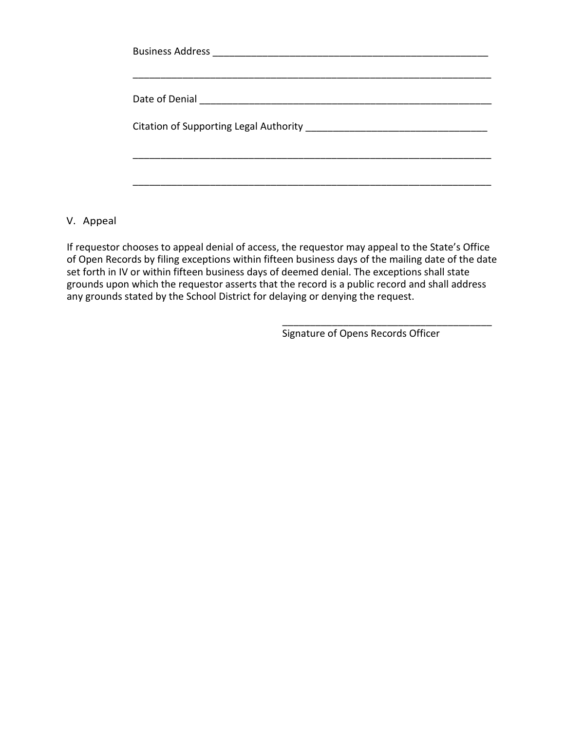Business Address ____________________________________________________

_________________________________________________________________

Date of Denial _______________________________________________________

Citation of Supporting Legal Authority _________________________________

_________________________________________________________________

_________________________________________________________________

## V. Appeal

If requestor chooses to appeal denial of access, the requestor may appeal to the State's Office of Open Records by filing exceptions within fifteen business days of the mailing date of the date set forth in IV or within fifteen business days of deemed denial. The exceptions shall state grounds upon which the requestor asserts that the record is a public record and shall address any grounds stated by the School District for delaying or denying the request.

_____________________________________
Signature of Opens Records Officer